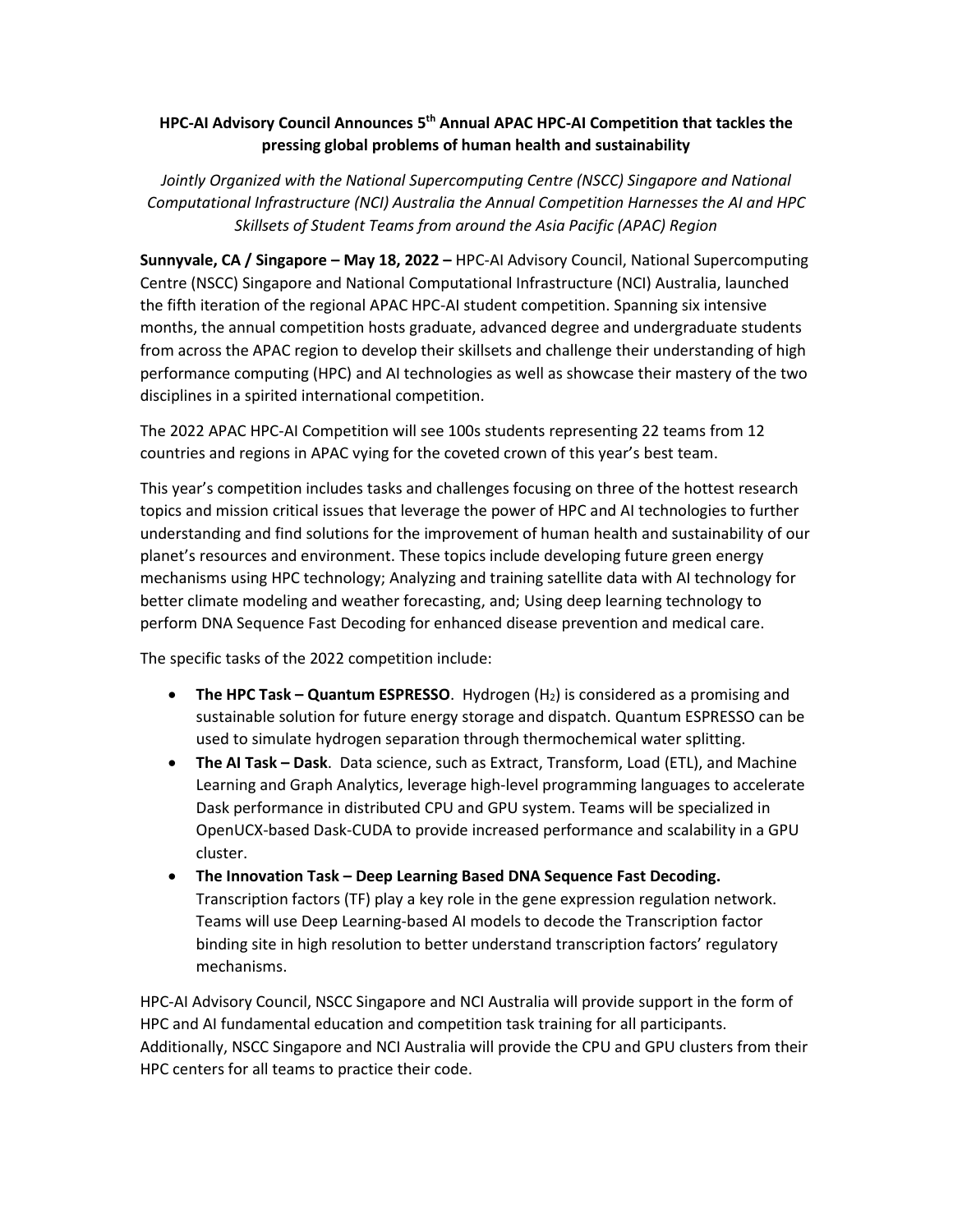# HPC-AI Advisory Council Announces 5th Annual APAC HPC-AI Competition that tackles the pressing global problems of human health and sustainability

*Jointly Organized with the National Supercomputing Centre (NSCC) Singapore and National Computational Infrastructure (NCI) Australia the Annual Competition Harnesses the AI and HPC Skillsets of Student Teams from around the Asia Pacific (APAC) Region*

**Sunnyvale, CA / Singapore – May 18, 2022 –** HPC-AI Advisory Council, National Supercomputing Centre (NSCC) Singapore and National Computational Infrastructure (NCI) Australia, launched the fifth iteration of the regional APAC HPC-AI student competition. Spanning six intensive months, the annual competition hosts graduate, advanced degree and undergraduate students from across the APAC region to develop their skillsets and challenge their understanding of high performance computing (HPC) and AI technologies as well as showcase their mastery of the two disciplines in a spirited international competition.

The 2022 APAC HPC-AI Competition will see 100s students representing 22 teams from 12 countries and regions in APAC vying for the coveted crown of this year's best team.

This year's competition includes tasks and challenges focusing on three of the hottest research topics and mission critical issues that leverage the power of HPC and AI technologies to further understanding and find solutions for the improvement of human health and sustainability of our planet's resources and environment. These topics include developing future green energy mechanisms using HPC technology; Analyzing and training satellite data with AI technology for better climate modeling and weather forecasting, and; Using deep learning technology to perform DNA Sequence Fast Decoding for enhanced disease prevention and medical care.

The specific tasks of the 2022 competition include:

- **The HPC Task – Quantum ESPRESSO**. Hydrogen ($H_2$) is considered as a promising and sustainable solution for future energy storage and dispatch. Quantum ESPRESSO can be used to simulate hydrogen separation through thermochemical water splitting.
- **The AI Task – Dask**. Data science, such as Extract, Transform, Load (ETL), and Machine Learning and Graph Analytics, leverage high-level programming languages to accelerate Dask performance in distributed CPU and GPU system. Teams will be specialized in OpenUCX-based Dask-CUDA to provide increased performance and scalability in a GPU cluster.
- **The Innovation Task – Deep Learning Based DNA Sequence Fast Decoding.** Transcription factors (TF) play a key role in the gene expression regulation network. Teams will use Deep Learning-based AI models to decode the Transcription factor binding site in high resolution to better understand transcription factors' regulatory mechanisms.

HPC-AI Advisory Council, NSCC Singapore and NCI Australia will provide support in the form of HPC and AI fundamental education and competition task training for all participants. Additionally, NSCC Singapore and NCI Australia will provide the CPU and GPU clusters from their HPC centers for all teams to practice their code.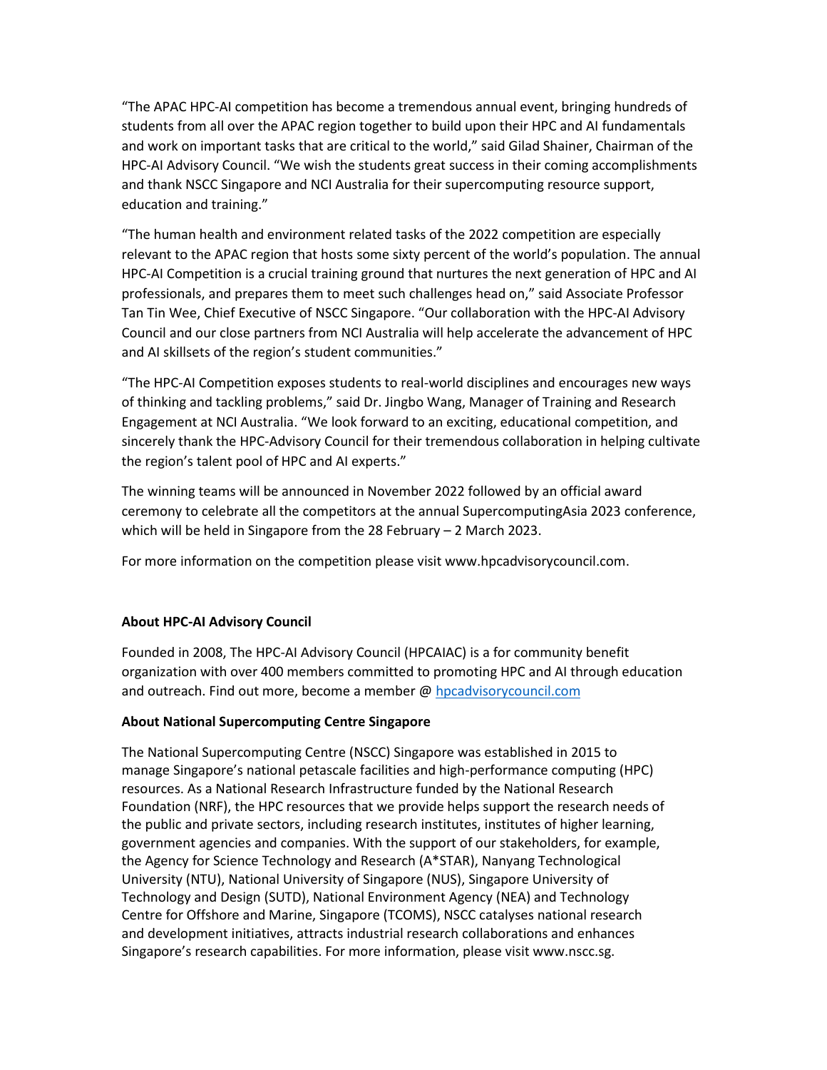"The APAC HPC-AI competition has become a tremendous annual event, bringing hundreds of students from all over the APAC region together to build upon their HPC and AI fundamentals and work on important tasks that are critical to the world," said Gilad Shainer, Chairman of the HPC-AI Advisory Council. "We wish the students great success in their coming accomplishments and thank NSCC Singapore and NCI Australia for their supercomputing resource support, education and training."

"The human health and environment related tasks of the 2022 competition are especially relevant to the APAC region that hosts some sixty percent of the world's population. The annual HPC-AI Competition is a crucial training ground that nurtures the next generation of HPC and AI professionals, and prepares them to meet such challenges head on," said Associate Professor Tan Tin Wee, Chief Executive of NSCC Singapore. "Our collaboration with the HPC-AI Advisory Council and our close partners from NCI Australia will help accelerate the advancement of HPC and AI skillsets of the region's student communities."

"The HPC-AI Competition exposes students to real-world disciplines and encourages new ways of thinking and tackling problems," said Dr. Jingbo Wang, Manager of Training and Research Engagement at NCI Australia. "We look forward to an exciting, educational competition, and sincerely thank the HPC-Advisory Council for their tremendous collaboration in helping cultivate the region's talent pool of HPC and AI experts."

The winning teams will be announced in November 2022 followed by an official award ceremony to celebrate all the competitors at the annual SupercomputingAsia 2023 conference, which will be held in Singapore from the 28 February – 2 March 2023.

For more information on the competition please visit www.hpcadvisorycouncil.com.

**About HPC-AI Advisory Council**

Founded in 2008, The HPC-AI Advisory Council (HPCAIAC) is a for community benefit organization with over 400 members committed to promoting HPC and AI through education and outreach. Find out more, become a member @ [hpcadvisorycouncil.com](hpcadvisorycouncil.com)

**About National Supercomputing Centre Singapore**

The National Supercomputing Centre (NSCC) Singapore was established in 2015 to manage Singapore's national petascale facilities and high-performance computing (HPC) resources. As a National Research Infrastructure funded by the National Research Foundation (NRF), the HPC resources that we provide helps support the research needs of the public and private sectors, including research institutes, institutes of higher learning, government agencies and companies. With the support of our stakeholders, for example, the Agency for Science Technology and Research (A*STAR), Nanyang Technological University (NTU), National University of Singapore (NUS), Singapore University of Technology and Design (SUTD), National Environment Agency (NEA) and Technology Centre for Offshore and Marine, Singapore (TCOMS), NSCC catalyses national research and development initiatives, attracts industrial research collaborations and enhances Singapore's research capabilities. For more information, please visit www.nscc.sg.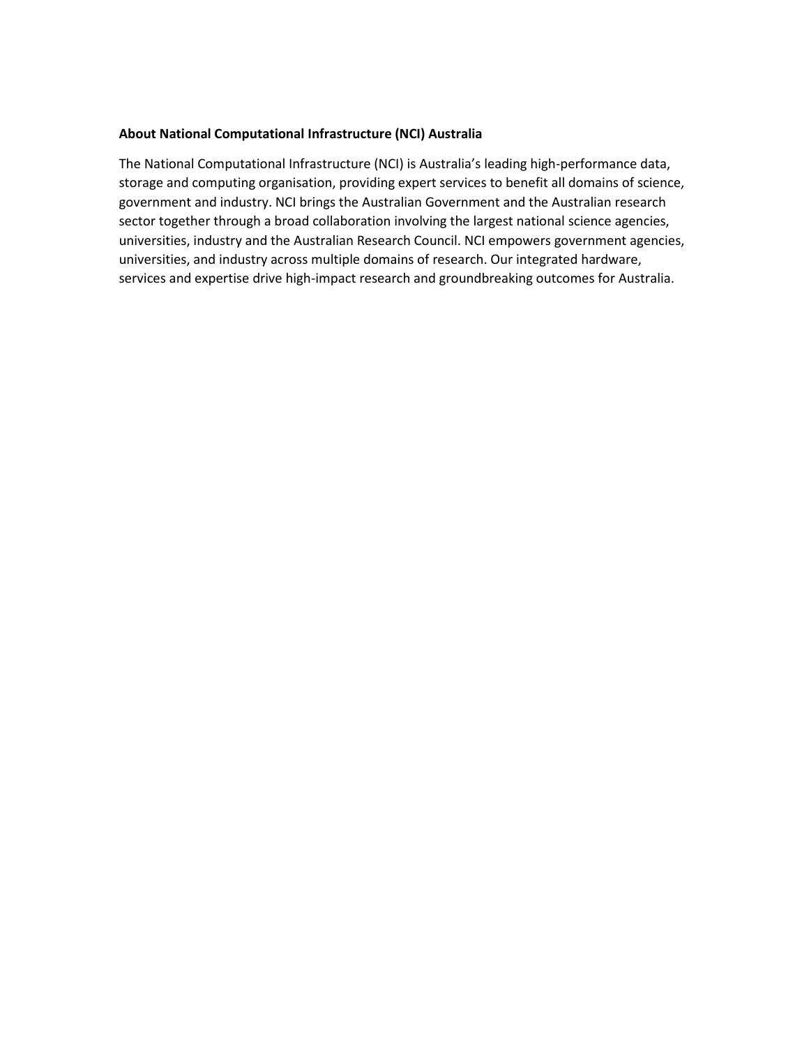**About National Computational Infrastructure (NCI) Australia**

The National Computational Infrastructure (NCI) is Australia's leading high-performance data, storage and computing organisation, providing expert services to benefit all domains of science, government and industry. NCI brings the Australian Government and the Australian research sector together through a broad collaboration involving the largest national science agencies, universities, industry and the Australian Research Council. NCI empowers government agencies, universities, and industry across multiple domains of research. Our integrated hardware, services and expertise drive high-impact research and groundbreaking outcomes for Australia.